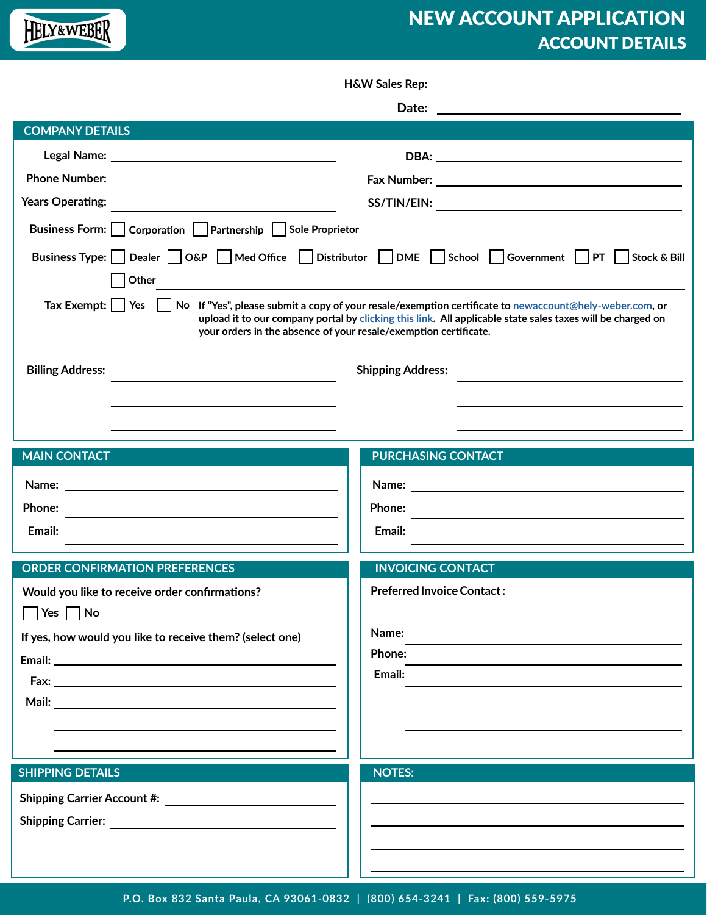# NEW ACCOUNT APPLICATION
## ACCOUNT DETAILS

HELY&WEBER

H&W Sales Rep: ______________________

Date: ______________________

## COMPANY DETAILS

Legal Name: ______________________  DBA: ______________________

Phone Number: ______________________  Fax Number: ______________________

Years Operating: ______________________  SS/TIN/EIN: ______________________

Business Form: ☐ Corporation ☐ Partnership ☐ Sole Proprietor

Business Type: ☐ Dealer ☐ O&P ☐ Med Office ☐ Distributor ☐ DME ☐ School ☐ Government ☐ PT ☐ Stock & Bill

☐ Other ______________________

Tax Exempt: ☐ Yes ☐ No **If "Yes", please submit a copy of your resale/exemption certificate to newaccount@hely-weber.com, or upload it to our company portal by clicking this link. All applicable state sales taxes will be charged on your orders in the absence of your resale/exemption certificate.**

Billing Address: ______________________

______________________

______________________

Shipping Address: ______________________

______________________

______________________

## MAIN CONTACT

Name: ______________________

Phone: ______________________

Email: ______________________

## PURCHASING CONTACT

Name: ______________________

Phone: ______________________

Email: ______________________

## ORDER CONFIRMATION PREFERENCES

Would you like to receive order confirmations?

☐ Yes ☐ No

If yes, how would you like to receive them? (select one)

Email: ______________________

Fax: ______________________

Mail: ______________________

______________________

______________________

## INVOICING CONTACT

Preferred Invoice Contact:

Name: ______________________

Phone: ______________________

Email: ______________________

______________________

______________________

## SHIPPING DETAILS

Shipping Carrier Account #: ______________________

Shipping Carrier: ______________________

## NOTES:

______________________

______________________

______________________

______________________

P.O. Box 832 Santa Paula, CA 93061-0832 | (800) 654-3241 | Fax: (800) 559-5975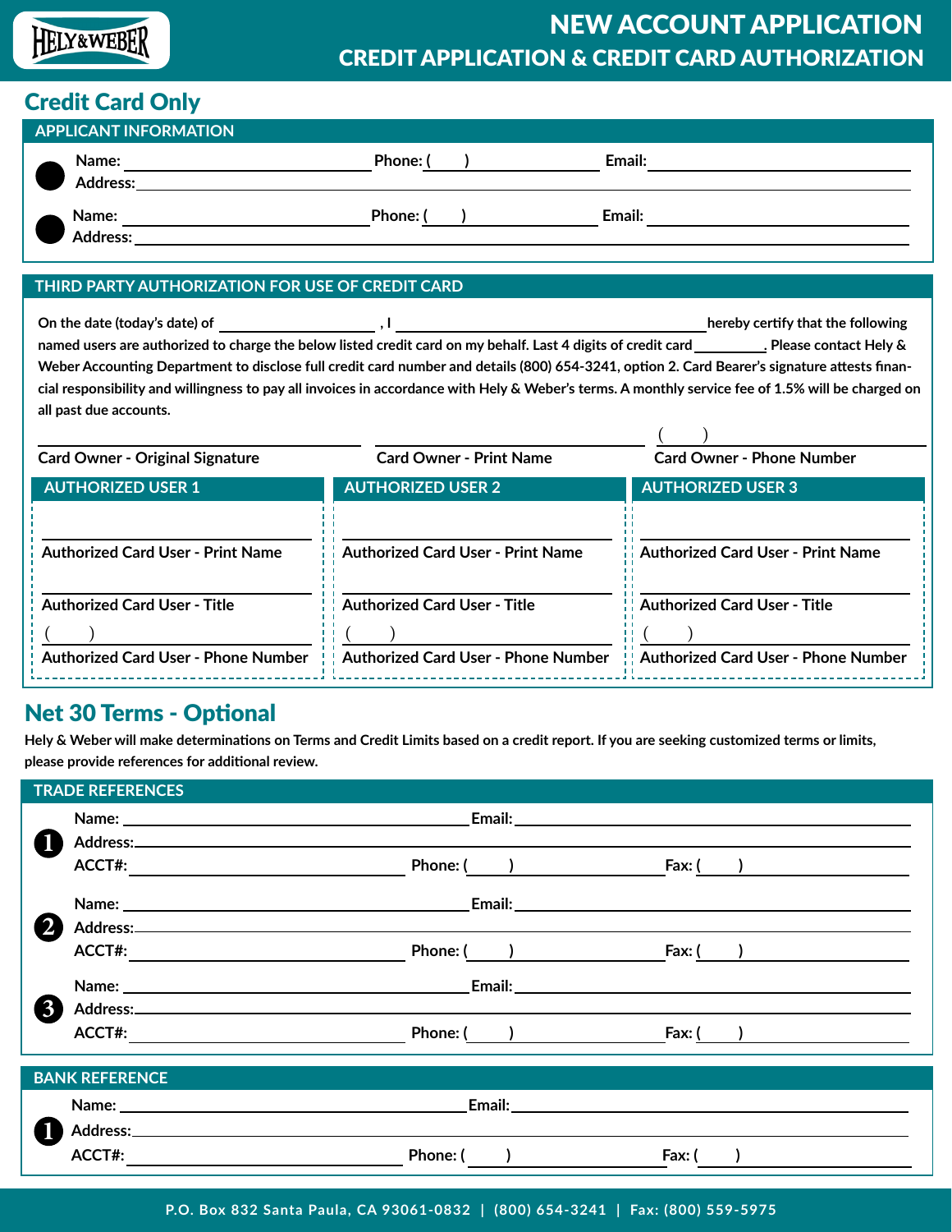# NEW ACCOUNT APPLICATION
## CREDIT APPLICATION & CREDIT CARD AUTHORIZATION

## Credit Card Only

### APPLICANT INFORMATION

● Name: ______________ Phone: ( ) ______________ Email: ______________
Address: ______________

● Name: ______________ Phone: ( ) ______________ Email: ______________
Address: ______________

### THIRD PARTY AUTHORIZATION FOR USE OF CREDIT CARD

**On the date (today's date) of ______________ , I ______________ hereby certify that the following named users are authorized to charge the below listed credit card on my behalf. Last 4 digits of credit card ________. Please contact Hely & Weber Accounting Department to disclose full credit card number and details (800) 654-3241, option 2. Card Bearer's signature attests financial responsibility and willingness to pay all invoices in accordance with Hely & Weber's terms. A monthly service fee of 1.5% will be charged on all past due accounts.**

| ______________ | ______________ | ( ) ______________ |
|---|---|---|
| Card Owner - Original Signature | Card Owner - Print Name | Card Owner - Phone Number |

| AUTHORIZED USER 1 | AUTHORIZED USER 2 | AUTHORIZED USER 3 |
|---|---|---|
| Authorized Card User - Print Name | Authorized Card User - Print Name | Authorized Card User - Print Name |
| Authorized Card User - Title | Authorized Card User - Title | Authorized Card User - Title |
| ( ) Authorized Card User - Phone Number | ( ) Authorized Card User - Phone Number | ( ) Authorized Card User - Phone Number |

## Net 30 Terms - Optional

**Hely & Weber will make determinations on Terms and Credit Limits based on a credit report. If you are seeking customized terms or limits, please provide references for additional review.**

### TRADE REFERENCES

**1**
Name: ______________ Email: ______________
Address: ______________
ACCT#: ______________ Phone: ( ) ______________ Fax: ( ) ______________

**2**
Name: ______________ Email: ______________
Address: ______________
ACCT#: ______________ Phone: ( ) ______________ Fax: ( ) ______________

**3**
Name: ______________ Email: ______________
Address: ______________
ACCT#: ______________ Phone: ( ) ______________ Fax: ( ) ______________

### BANK REFERENCE

**1**
Name: ______________ Email: ______________
Address: ______________
ACCT#: ______________ Phone: ( ) ______________ Fax: ( ) ______________

P.O. Box 832 Santa Paula, CA 93061-0832 | (800) 654-3241 | Fax: (800) 559-5975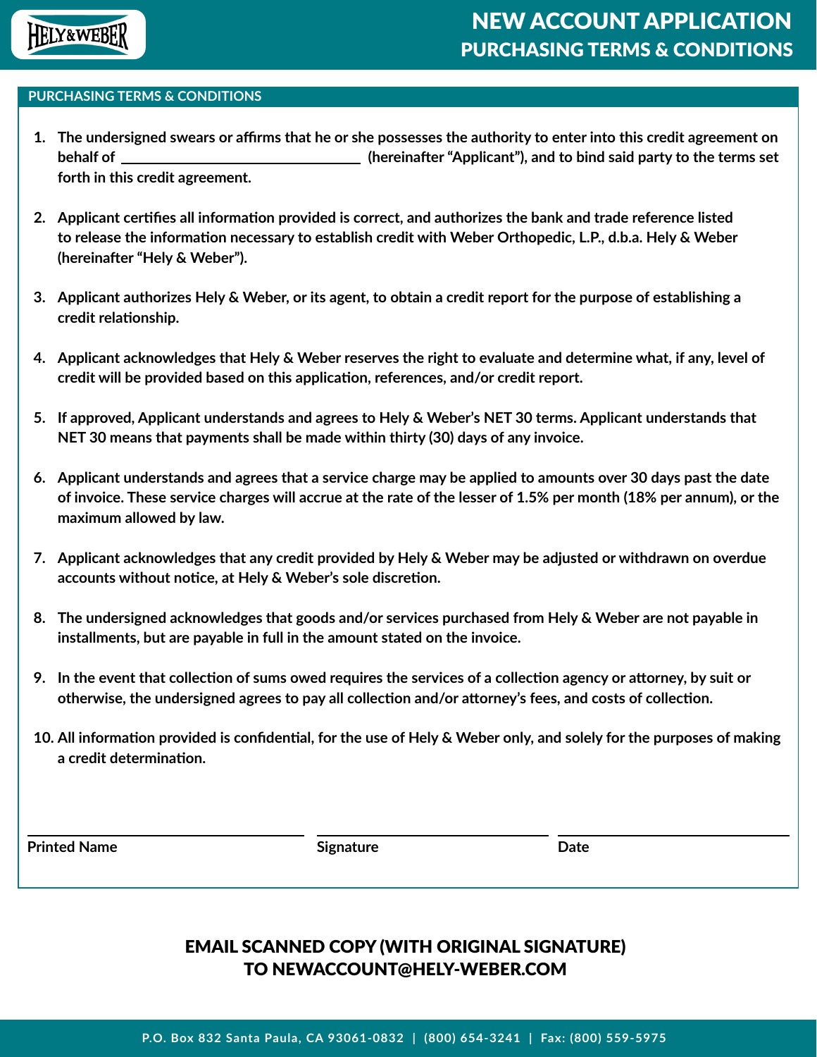# NEW ACCOUNT APPLICATION
## PURCHASING TERMS & CONDITIONS

### PURCHASING TERMS & CONDITIONS

1. **The undersigned swears or affirms that he or she possesses the authority to enter into this credit agreement on behalf of ______________________________ (hereinafter "Applicant"), and to bind said party to the terms set forth in this credit agreement.**

2. **Applicant certifies all information provided is correct, and authorizes the bank and trade reference listed to release the information necessary to establish credit with Weber Orthopedic, L.P., d.b.a. Hely & Weber (hereinafter "Hely & Weber").**

3. **Applicant authorizes Hely & Weber, or its agent, to obtain a credit report for the purpose of establishing a credit relationship.**

4. **Applicant acknowledges that Hely & Weber reserves the right to evaluate and determine what, if any, level of credit will be provided based on this application, references, and/or credit report.**

5. **If approved, Applicant understands and agrees to Hely & Weber's NET 30 terms. Applicant understands that NET 30 means that payments shall be made within thirty (30) days of any invoice.**

6. **Applicant understands and agrees that a service charge may be applied to amounts over 30 days past the date of invoice. These service charges will accrue at the rate of the lesser of 1.5% per month (18% per annum), or the maximum allowed by law.**

7. **Applicant acknowledges that any credit provided by Hely & Weber may be adjusted or withdrawn on overdue accounts without notice, at Hely & Weber's sole discretion.**

8. **The undersigned acknowledges that goods and/or services purchased from Hely & Weber are not payable in installments, but are payable in full in the amount stated on the invoice.**

9. **In the event that collection of sums owed requires the services of a collection agency or attorney, by suit or otherwise, the undersigned agrees to pay all collection and/or attorney's fees, and costs of collection.**

10. **All information provided is confidential, for the use of Hely & Weber only, and solely for the purposes of making a credit determination.**

| ______________________ | ______________________ | ______________________ |
|---|---|---|
| **Printed Name** | **Signature** | **Date** |

**EMAIL SCANNED COPY (WITH ORIGINAL SIGNATURE)**
**TO NEWACCOUNT@HELY-WEBER.COM**

P.O. Box 832 Santa Paula, CA 93061-0832 | (800) 654-3241 | Fax: (800) 559-5975